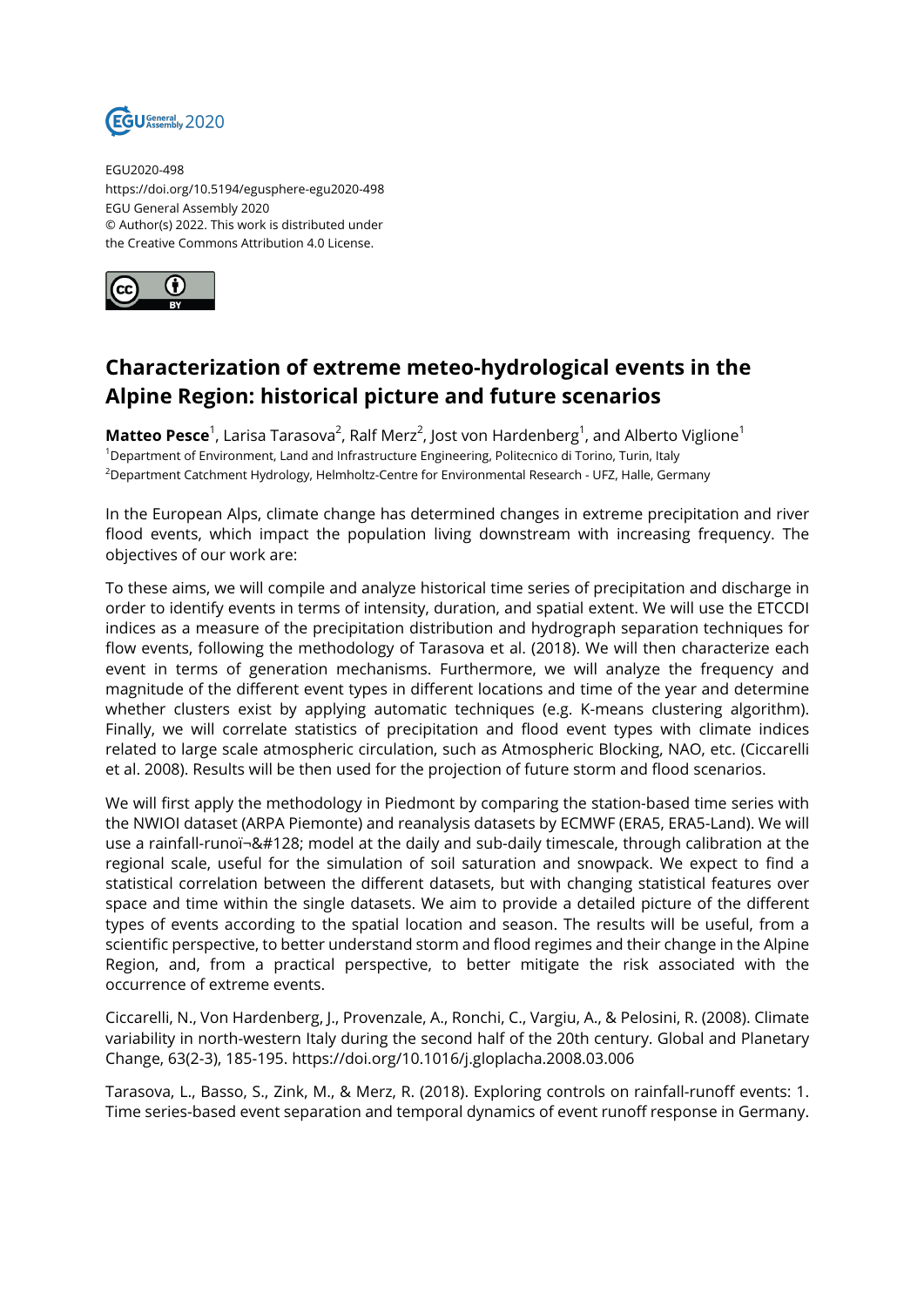EGU2020-498
https://doi.org/10.5194/egusphere-egu2020-498
EGU General Assembly 2020
© Author(s) 2022. This work is distributed under the Creative Commons Attribution 4.0 License.

# Characterization of extreme meteo-hydrological events in the Alpine Region: historical picture and future scenarios

**Matteo Pesce**[1], Larisa Tarasova[2], Ralf Merz[2], Jost von Hardenberg[1], and Alberto Viglione[1]

[1]Department of Environment, Land and Infrastructure Engineering, Politecnico di Torino, Turin, Italy
[2]Department Catchment Hydrology, Helmholtz-Centre for Environmental Research - UFZ, Halle, Germany

In the European Alps, climate change has determined changes in extreme precipitation and river flood events, which impact the population living downstream with increasing frequency. The objectives of our work are:

To these aims, we will compile and analyze historical time series of precipitation and discharge in order to identify events in terms of intensity, duration, and spatial extent. We will use the ETCCDI indices as a measure of the precipitation distribution and hydrograph separation techniques for flow events, following the methodology of Tarasova et al. (2018). We will then characterize each event in terms of generation mechanisms. Furthermore, we will analyze the frequency and magnitude of the different event types in different locations and time of the year and determine whether clusters exist by applying automatic techniques (e.g. K-means clustering algorithm). Finally, we will correlate statistics of precipitation and flood event types with climate indices related to large scale atmospheric circulation, such as Atmospheric Blocking, NAO, etc. (Ciccarelli et al. 2008). Results will be then used for the projection of future storm and flood scenarios.

We will first apply the methodology in Piedmont by comparing the station-based time series with the NWIOI dataset (ARPA Piemonte) and reanalysis datasets by ECMWF (ERA5, ERA5-Land). We will use a rainfall-runoï¬&#128; model at the daily and sub-daily timescale, through calibration at the regional scale, useful for the simulation of soil saturation and snowpack. We expect to find a statistical correlation between the different datasets, but with changing statistical features over space and time within the single datasets. We aim to provide a detailed picture of the different types of events according to the spatial location and season. The results will be useful, from a scientific perspective, to better understand storm and flood regimes and their change in the Alpine Region, and, from a practical perspective, to better mitigate the risk associated with the occurrence of extreme events.

Ciccarelli, N., Von Hardenberg, J., Provenzale, A., Ronchi, C., Vargiu, A., & Pelosini, R. (2008). Climate variability in north-western Italy during the second half of the 20th century. Global and Planetary Change, 63(2-3), 185-195. https://doi.org/10.1016/j.gloplacha.2008.03.006

Tarasova, L., Basso, S., Zink, M., & Merz, R. (2018). Exploring controls on rainfall-runoff events: 1. Time series-based event separation and temporal dynamics of event runoff response in Germany.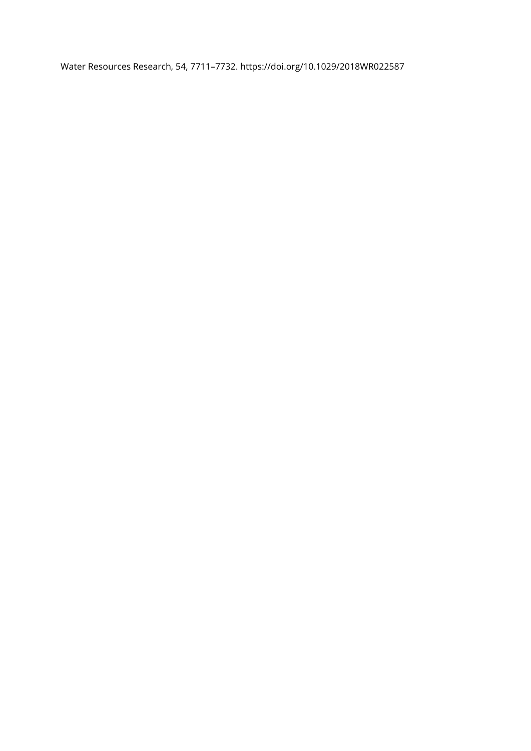Water Resources Research, 54, 7711–7732. https://doi.org/10.1029/2018WR022587